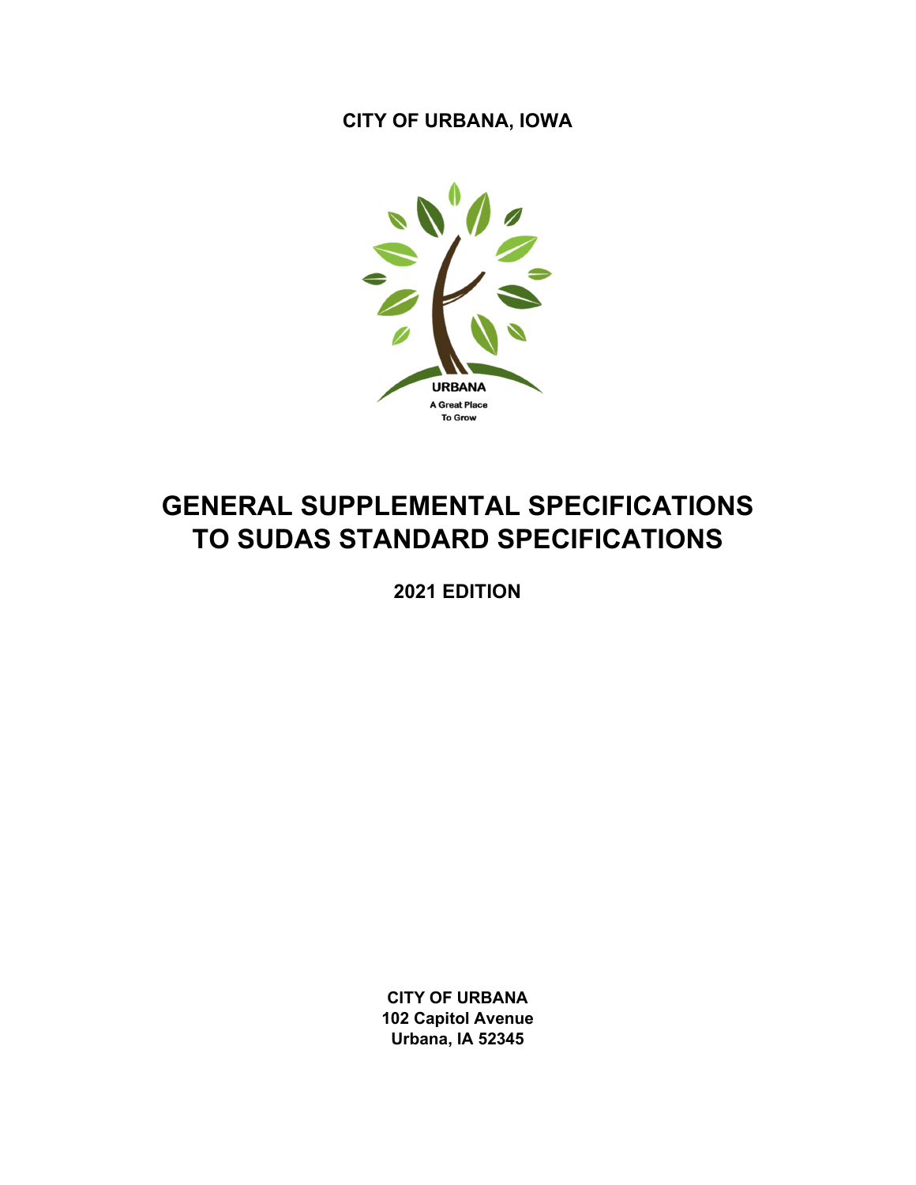**CITY OF URBANA, IOWA**

URBANA

A Great Place To Grow

# GENERAL SUPPLEMENTAL SPECIFICATIONS TO SUDAS STANDARD SPECIFICATIONS

**2021 EDITION**

**CITY OF URBANA**
**102 Capitol Avenue**
**Urbana, IA 52345**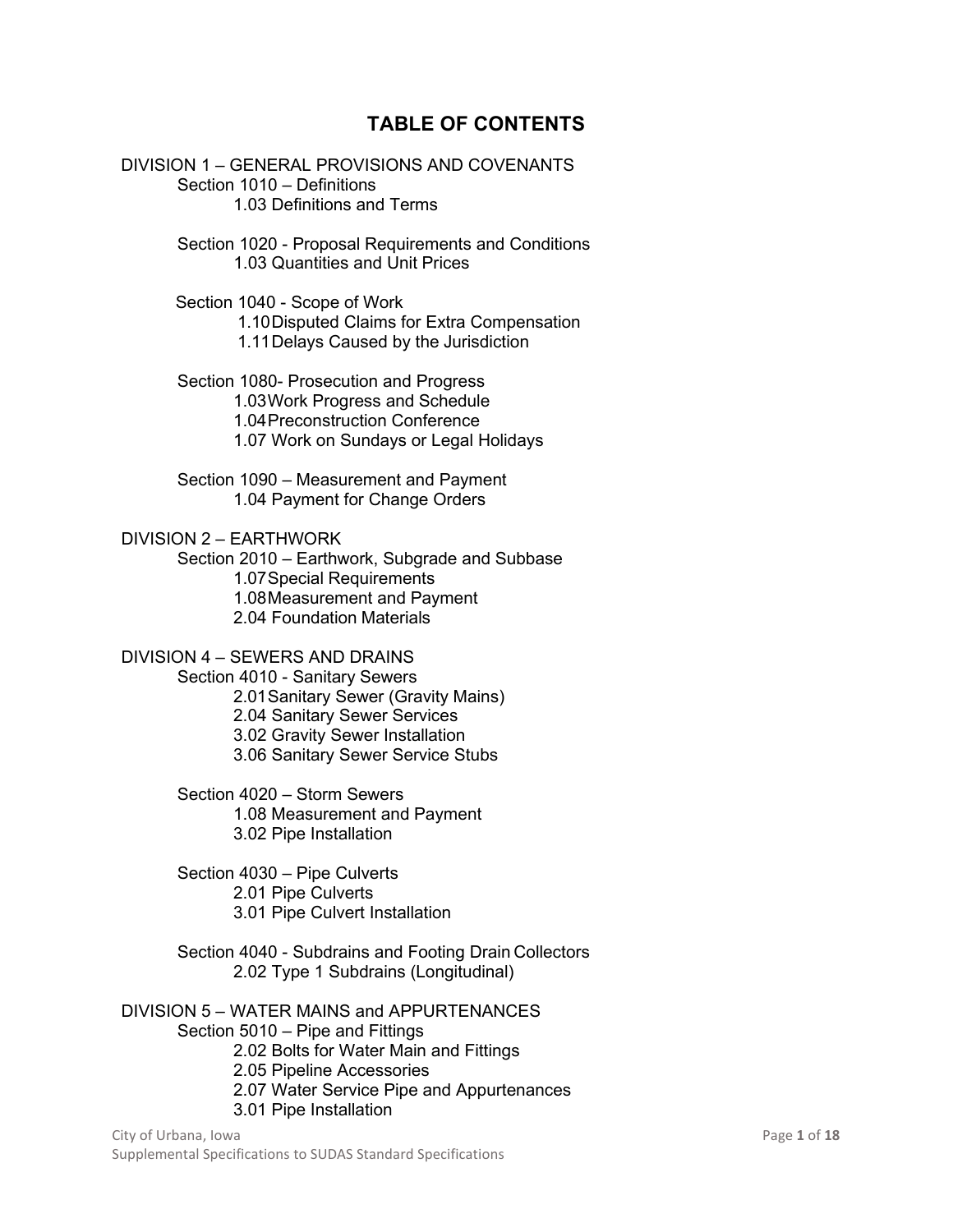# TABLE OF CONTENTS

DIVISION 1 – GENERAL PROVISIONS AND COVENANTS

- Section 1010 – Definitions
  - 1.03 Definitions and Terms
- Section 1020 - Proposal Requirements and Conditions
  - 1.03 Quantities and Unit Prices
- Section 1040 - Scope of Work
  - 1.10 Disputed Claims for Extra Compensation
  - 1.11 Delays Caused by the Jurisdiction
- Section 1080- Prosecution and Progress
  - 1.03 Work Progress and Schedule
  - 1.04 Preconstruction Conference
  - 1.07 Work on Sundays or Legal Holidays
- Section 1090 – Measurement and Payment
  - 1.04 Payment for Change Orders

DIVISION 2 – EARTHWORK

- Section 2010 – Earthwork, Subgrade and Subbase
  - 1.07 Special Requirements
  - 1.08 Measurement and Payment
  - 2.04 Foundation Materials

DIVISION 4 – SEWERS AND DRAINS

- Section 4010 - Sanitary Sewers
  - 2.01 Sanitary Sewer (Gravity Mains)
  - 2.04 Sanitary Sewer Services
  - 3.02 Gravity Sewer Installation
  - 3.06 Sanitary Sewer Service Stubs
- Section 4020 – Storm Sewers
  - 1.08 Measurement and Payment
  - 3.02 Pipe Installation
- Section 4030 – Pipe Culverts
  - 2.01 Pipe Culverts
  - 3.01 Pipe Culvert Installation
- Section 4040 - Subdrains and Footing Drain Collectors
  - 2.02 Type 1 Subdrains (Longitudinal)

DIVISION 5 – WATER MAINS and APPURTENANCES

- Section 5010 – Pipe and Fittings
  - 2.02 Bolts for Water Main and Fittings
  - 2.05 Pipeline Accessories
  - 2.07 Water Service Pipe and Appurtenances
  - 3.01 Pipe Installation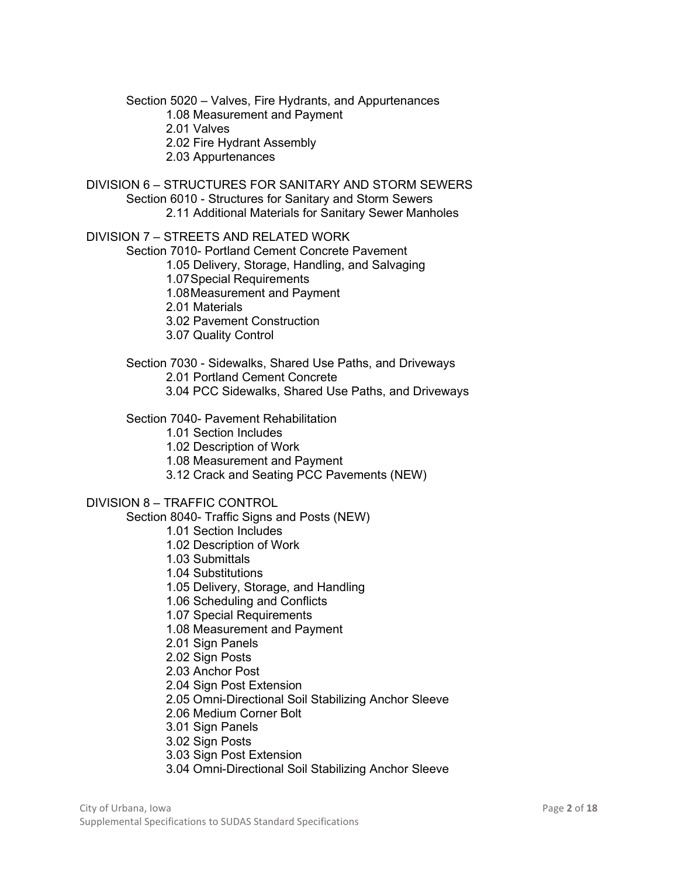Section 5020 – Valves, Fire Hydrants, and Appurtenances

- 1.08 Measurement and Payment
- 2.01 Valves
- 2.02 Fire Hydrant Assembly
- 2.03 Appurtenances

DIVISION 6 – STRUCTURES FOR SANITARY AND STORM SEWERS

Section 6010 - Structures for Sanitary and Storm Sewers

- 2.11 Additional Materials for Sanitary Sewer Manholes

DIVISION 7 – STREETS AND RELATED WORK

Section 7010- Portland Cement Concrete Pavement

- 1.05 Delivery, Storage, Handling, and Salvaging
- 1.07 Special Requirements
- 1.08 Measurement and Payment
- 2.01 Materials
- 3.02 Pavement Construction
- 3.07 Quality Control

Section 7030 - Sidewalks, Shared Use Paths, and Driveways

- 2.01 Portland Cement Concrete
- 3.04 PCC Sidewalks, Shared Use Paths, and Driveways

Section 7040- Pavement Rehabilitation

- 1.01 Section Includes
- 1.02 Description of Work
- 1.08 Measurement and Payment
- 3.12 Crack and Seating PCC Pavements (NEW)

DIVISION 8 – TRAFFIC CONTROL

Section 8040- Traffic Signs and Posts (NEW)

- 1.01 Section Includes
- 1.02 Description of Work
- 1.03 Submittals
- 1.04 Substitutions
- 1.05 Delivery, Storage, and Handling
- 1.06 Scheduling and Conflicts
- 1.07 Special Requirements
- 1.08 Measurement and Payment
- 2.01 Sign Panels
- 2.02 Sign Posts
- 2.03 Anchor Post
- 2.04 Sign Post Extension
- 2.05 Omni-Directional Soil Stabilizing Anchor Sleeve
- 2.06 Medium Corner Bolt
- 3.01 Sign Panels
- 3.02 Sign Posts
- 3.03 Sign Post Extension
- 3.04 Omni-Directional Soil Stabilizing Anchor Sleeve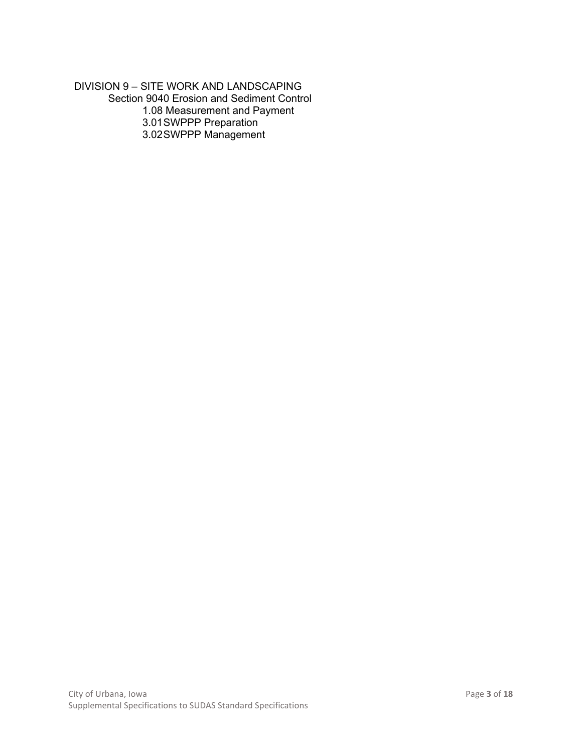DIVISION 9 – SITE WORK AND LANDSCAPING

Section 9040 Erosion and Sediment Control

1.08 Measurement and Payment

3.01 SWPPP Preparation

3.02 SWPPP Management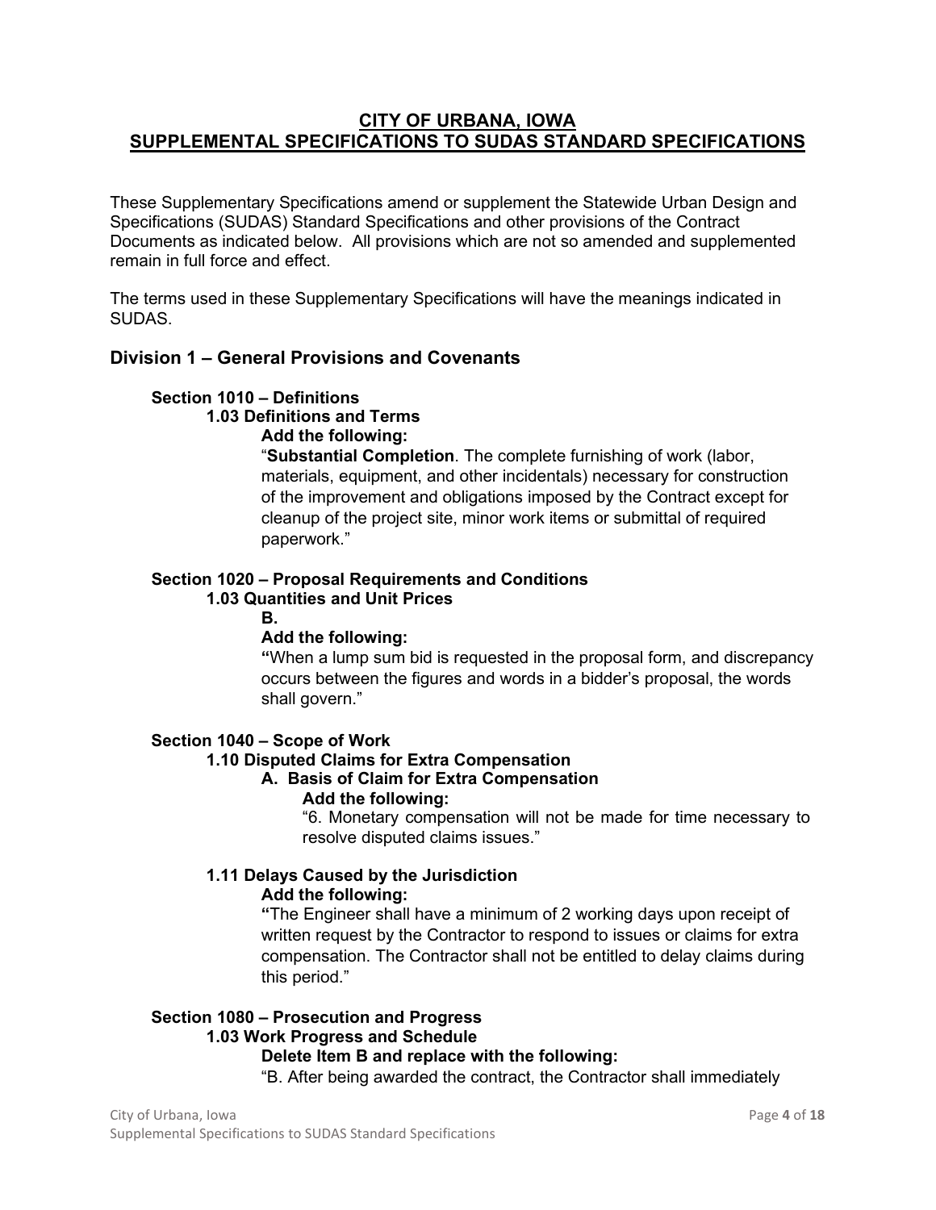# CITY OF URBANA, IOWA
# SUPPLEMENTAL SPECIFICATIONS TO SUDAS STANDARD SPECIFICATIONS

These Supplementary Specifications amend or supplement the Statewide Urban Design and Specifications (SUDAS) Standard Specifications and other provisions of the Contract Documents as indicated below. All provisions which are not so amended and supplemented remain in full force and effect.

The terms used in these Supplementary Specifications will have the meanings indicated in SUDAS.

## Division 1 – General Provisions and Covenants

### Section 1010 – Definitions

#### 1.03 Definitions and Terms

**Add the following:**

"**Substantial Completion**. The complete furnishing of work (labor, materials, equipment, and other incidentals) necessary for construction of the improvement and obligations imposed by the Contract except for cleanup of the project site, minor work items or submittal of required paperwork."

### Section 1020 – Proposal Requirements and Conditions

#### 1.03 Quantities and Unit Prices

**B.**

**Add the following:**

"When a lump sum bid is requested in the proposal form, and discrepancy occurs between the figures and words in a bidder's proposal, the words shall govern."

### Section 1040 – Scope of Work

#### 1.10 Disputed Claims for Extra Compensation

**A. Basis of Claim for Extra Compensation**

**Add the following:**

"6. Monetary compensation will not be made for time necessary to resolve disputed claims issues."

#### 1.11 Delays Caused by the Jurisdiction

**Add the following:**

"The Engineer shall have a minimum of 2 working days upon receipt of written request by the Contractor to respond to issues or claims for extra compensation. The Contractor shall not be entitled to delay claims during this period."

### Section 1080 – Prosecution and Progress

#### 1.03 Work Progress and Schedule

**Delete Item B and replace with the following:**

"B. After being awarded the contract, the Contractor shall immediately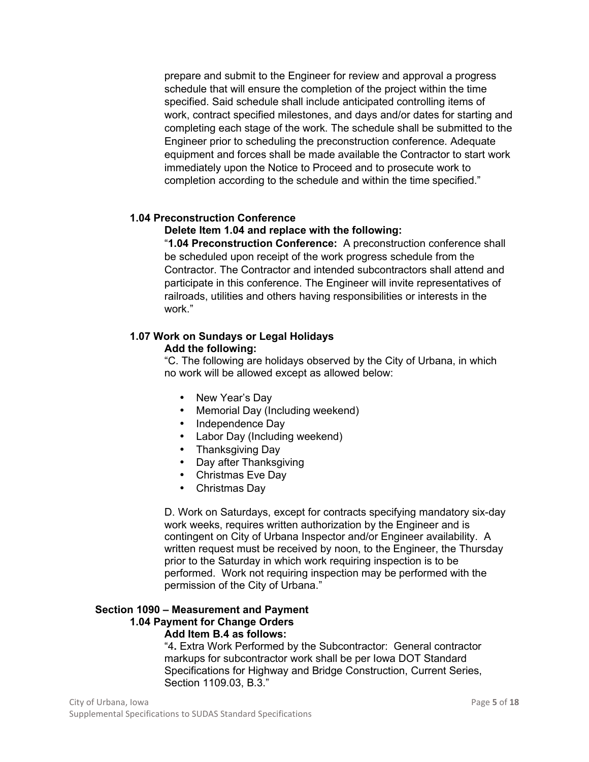prepare and submit to the Engineer for review and approval a progress schedule that will ensure the completion of the project within the time specified. Said schedule shall include anticipated controlling items of work, contract specified milestones, and days and/or dates for starting and completing each stage of the work. The schedule shall be submitted to the Engineer prior to scheduling the preconstruction conference. Adequate equipment and forces shall be made available the Contractor to start work immediately upon the Notice to Proceed and to prosecute work to completion according to the schedule and within the time specified."

**1.04 Preconstruction Conference**

**Delete Item 1.04 and replace with the following:**

"**1.04 Preconstruction Conference:** A preconstruction conference shall be scheduled upon receipt of the work progress schedule from the Contractor. The Contractor and intended subcontractors shall attend and participate in this conference. The Engineer will invite representatives of railroads, utilities and others having responsibilities or interests in the work."

**1.07 Work on Sundays or Legal Holidays**

**Add the following:**

"C. The following are holidays observed by the City of Urbana, in which no work will be allowed except as allowed below:

- New Year's Day
- Memorial Day (Including weekend)
- Independence Day
- Labor Day (Including weekend)
- Thanksgiving Day
- Day after Thanksgiving
- Christmas Eve Day
- Christmas Day

D. Work on Saturdays, except for contracts specifying mandatory six-day work weeks, requires written authorization by the Engineer and is contingent on City of Urbana Inspector and/or Engineer availability. A written request must be received by noon, to the Engineer, the Thursday prior to the Saturday in which work requiring inspection is to be performed. Work not requiring inspection may be performed with the permission of the City of Urbana."

**Section 1090 – Measurement and Payment**

**1.04 Payment for Change Orders**

**Add Item B.4 as follows:**

"4**.** Extra Work Performed by the Subcontractor: General contractor markups for subcontractor work shall be per Iowa DOT Standard Specifications for Highway and Bridge Construction, Current Series, Section 1109.03, B.3."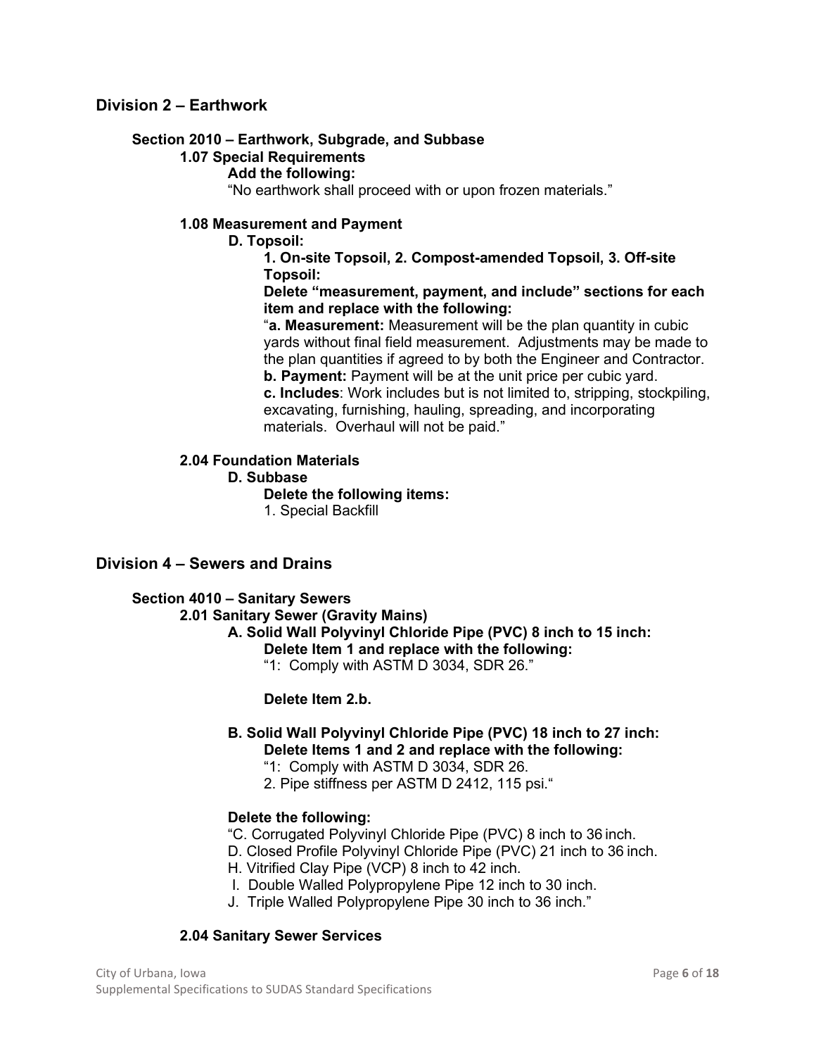## Division 2 – Earthwork

### Section 2010 – Earthwork, Subgrade, and Subbase

**1.07 Special Requirements**

**Add the following:**

"No earthwork shall proceed with or upon frozen materials."

**1.08 Measurement and Payment**

**D. Topsoil:**

**1. On-site Topsoil, 2. Compost-amended Topsoil, 3. Off-site Topsoil:**

**Delete "measurement, payment, and include" sections for each item and replace with the following:**

"**a. Measurement:** Measurement will be the plan quantity in cubic yards without final field measurement. Adjustments may be made to the plan quantities if agreed to by both the Engineer and Contractor.
**b. Payment:** Payment will be at the unit price per cubic yard.
**c. Includes**: Work includes but is not limited to, stripping, stockpiling, excavating, furnishing, hauling, spreading, and incorporating materials. Overhaul will not be paid."

**2.04 Foundation Materials**

**D. Subbase**

**Delete the following items:**

1. Special Backfill

## Division 4 – Sewers and Drains

### Section 4010 – Sanitary Sewers

**2.01 Sanitary Sewer (Gravity Mains)**

**A. Solid Wall Polyvinyl Chloride Pipe (PVC) 8 inch to 15 inch:**

**Delete Item 1 and replace with the following:**

"1: Comply with ASTM D 3034, SDR 26."

**Delete Item 2.b.**

**B. Solid Wall Polyvinyl Chloride Pipe (PVC) 18 inch to 27 inch:**

**Delete Items 1 and 2 and replace with the following:**

"1: Comply with ASTM D 3034, SDR 26.
2. Pipe stiffness per ASTM D 2412, 115 psi."

**Delete the following:**

"C. Corrugated Polyvinyl Chloride Pipe (PVC) 8 inch to 36 inch.
D. Closed Profile Polyvinyl Chloride Pipe (PVC) 21 inch to 36 inch.
H. Vitrified Clay Pipe (VCP) 8 inch to 42 inch.
I. Double Walled Polypropylene Pipe 12 inch to 30 inch.
J. Triple Walled Polypropylene Pipe 30 inch to 36 inch."

**2.04 Sanitary Sewer Services**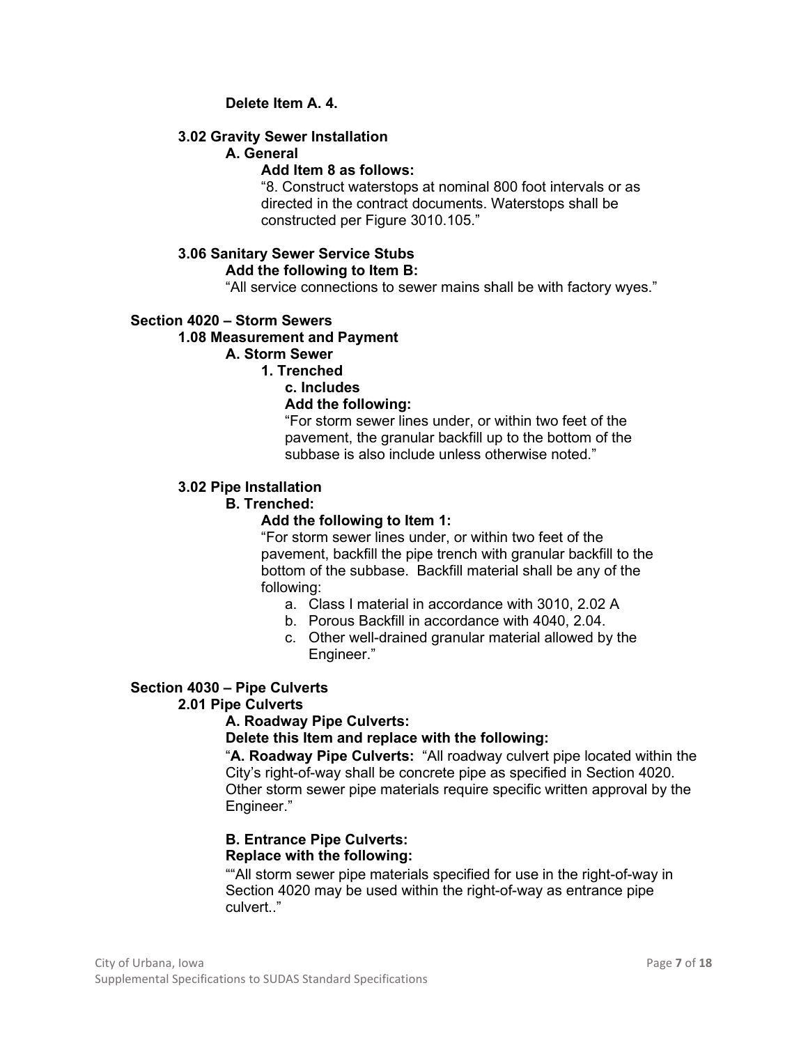**Delete Item A. 4.**

**3.02 Gravity Sewer Installation**

**A. General**

**Add Item 8 as follows:**

"8. Construct waterstops at nominal 800 foot intervals or as directed in the contract documents. Waterstops shall be constructed per Figure 3010.105."

**3.06 Sanitary Sewer Service Stubs**

**Add the following to Item B:**

"All service connections to sewer mains shall be with factory wyes."

## Section 4020 – Storm Sewers

**1.08 Measurement and Payment**

**A. Storm Sewer**

**1. Trenched**

**c. Includes**

**Add the following:**

"For storm sewer lines under, or within two feet of the pavement, the granular backfill up to the bottom of the subbase is also include unless otherwise noted."

**3.02 Pipe Installation**

**B. Trenched:**

**Add the following to Item 1:**

"For storm sewer lines under, or within two feet of the pavement, backfill the pipe trench with granular backfill to the bottom of the subbase. Backfill material shall be any of the following:

a. Class I material in accordance with 3010, 2.02 A
b. Porous Backfill in accordance with 4040, 2.04.
c. Other well-drained granular material allowed by the Engineer."

## Section 4030 – Pipe Culverts

**2.01 Pipe Culverts**

**A. Roadway Pipe Culverts:**

**Delete this Item and replace with the following:**

"**A. Roadway Pipe Culverts:** "All roadway culvert pipe located within the City's right-of-way shall be concrete pipe as specified in Section 4020. Other storm sewer pipe materials require specific written approval by the Engineer."

**B. Entrance Pipe Culverts:**

**Replace with the following:**

""All storm sewer pipe materials specified for use in the right-of-way in Section 4020 may be used within the right-of-way as entrance pipe culvert.."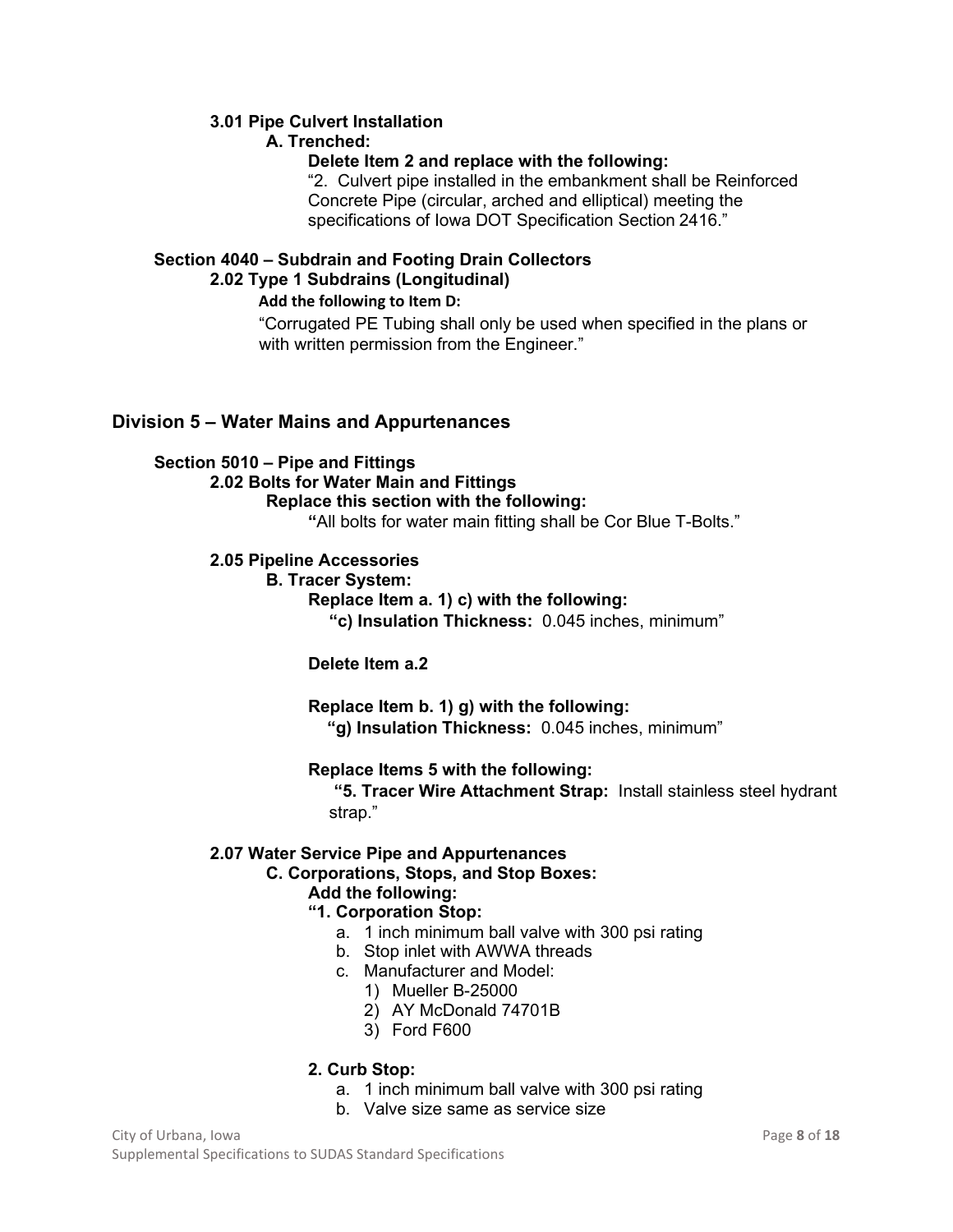**3.01 Pipe Culvert Installation**

**A. Trenched:**

**Delete Item 2 and replace with the following:**

"2. Culvert pipe installed in the embankment shall be Reinforced Concrete Pipe (circular, arched and elliptical) meeting the specifications of Iowa DOT Specification Section 2416."

**Section 4040 – Subdrain and Footing Drain Collectors**

**2.02 Type 1 Subdrains (Longitudinal)**

**Add the following to Item D:**

"Corrugated PE Tubing shall only be used when specified in the plans or with written permission from the Engineer."

## Division 5 – Water Mains and Appurtenances

**Section 5010 – Pipe and Fittings**

**2.02 Bolts for Water Main and Fittings**

**Replace this section with the following:**

**"**All bolts for water main fitting shall be Cor Blue T-Bolts."

**2.05 Pipeline Accessories**

**B. Tracer System:**

**Replace Item a. 1) c) with the following:**

**"c) Insulation Thickness:** 0.045 inches, minimum"

**Delete Item a.2**

**Replace Item b. 1) g) with the following:**

**"g) Insulation Thickness:** 0.045 inches, minimum"

**Replace Items 5 with the following:**

**"5. Tracer Wire Attachment Strap:** Install stainless steel hydrant strap."

**2.07 Water Service Pipe and Appurtenances**

**C. Corporations, Stops, and Stop Boxes:**

**Add the following:**

**"1. Corporation Stop:**

a. 1 inch minimum ball valve with 300 psi rating
b. Stop inlet with AWWA threads
c. Manufacturer and Model:
   1) Mueller B-25000
   2) AY McDonald 74701B
   3) Ford F600

**2. Curb Stop:**

a. 1 inch minimum ball valve with 300 psi rating
b. Valve size same as service size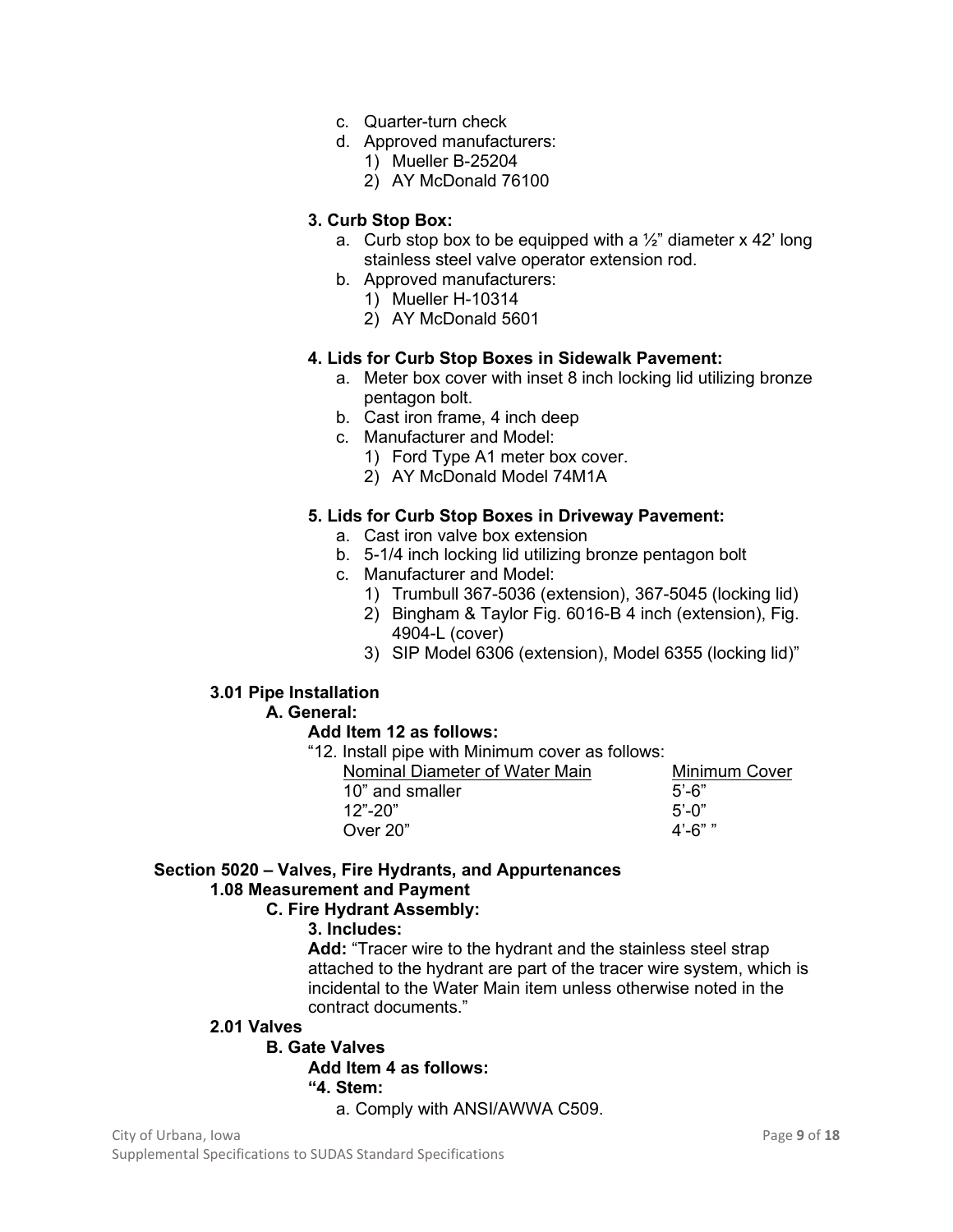c. Quarter-turn check
d. Approved manufacturers:
   1) Mueller B-25204
   2) AY McDonald 76100

**3. Curb Stop Box:**

a. Curb stop box to be equipped with a ½" diameter x 42' long stainless steel valve operator extension rod.
b. Approved manufacturers:
   1) Mueller H-10314
   2) AY McDonald 5601

**4. Lids for Curb Stop Boxes in Sidewalk Pavement:**

a. Meter box cover with inset 8 inch locking lid utilizing bronze pentagon bolt.
b. Cast iron frame, 4 inch deep
c. Manufacturer and Model:
   1) Ford Type A1 meter box cover.
   2) AY McDonald Model 74M1A

**5. Lids for Curb Stop Boxes in Driveway Pavement:**

a. Cast iron valve box extension
b. 5-1/4 inch locking lid utilizing bronze pentagon bolt
c. Manufacturer and Model:
   1) Trumbull 367-5036 (extension), 367-5045 (locking lid)
   2) Bingham & Taylor Fig. 6016-B 4 inch (extension), Fig. 4904-L (cover)
   3) SIP Model 6306 (extension), Model 6355 (locking lid)"

**3.01 Pipe Installation**

**A. General:**

**Add Item 12 as follows:**

"12. Install pipe with Minimum cover as follows:

| Nominal Diameter of Water Main | Minimum Cover |
|---|---|
| 10" and smaller | 5'-6" |
| 12"-20" | 5'-0" |
| Over 20" | 4'-6" " |

## Section 5020 – Valves, Fire Hydrants, and Appurtenances

**1.08 Measurement and Payment**

**C. Fire Hydrant Assembly:**

**3. Includes:**

**Add:** "Tracer wire to the hydrant and the stainless steel strap attached to the hydrant are part of the tracer wire system, which is incidental to the Water Main item unless otherwise noted in the contract documents."

**2.01 Valves**

**B. Gate Valves**

**Add Item 4 as follows:**

**"4. Stem:**

a. Comply with ANSI/AWWA C509.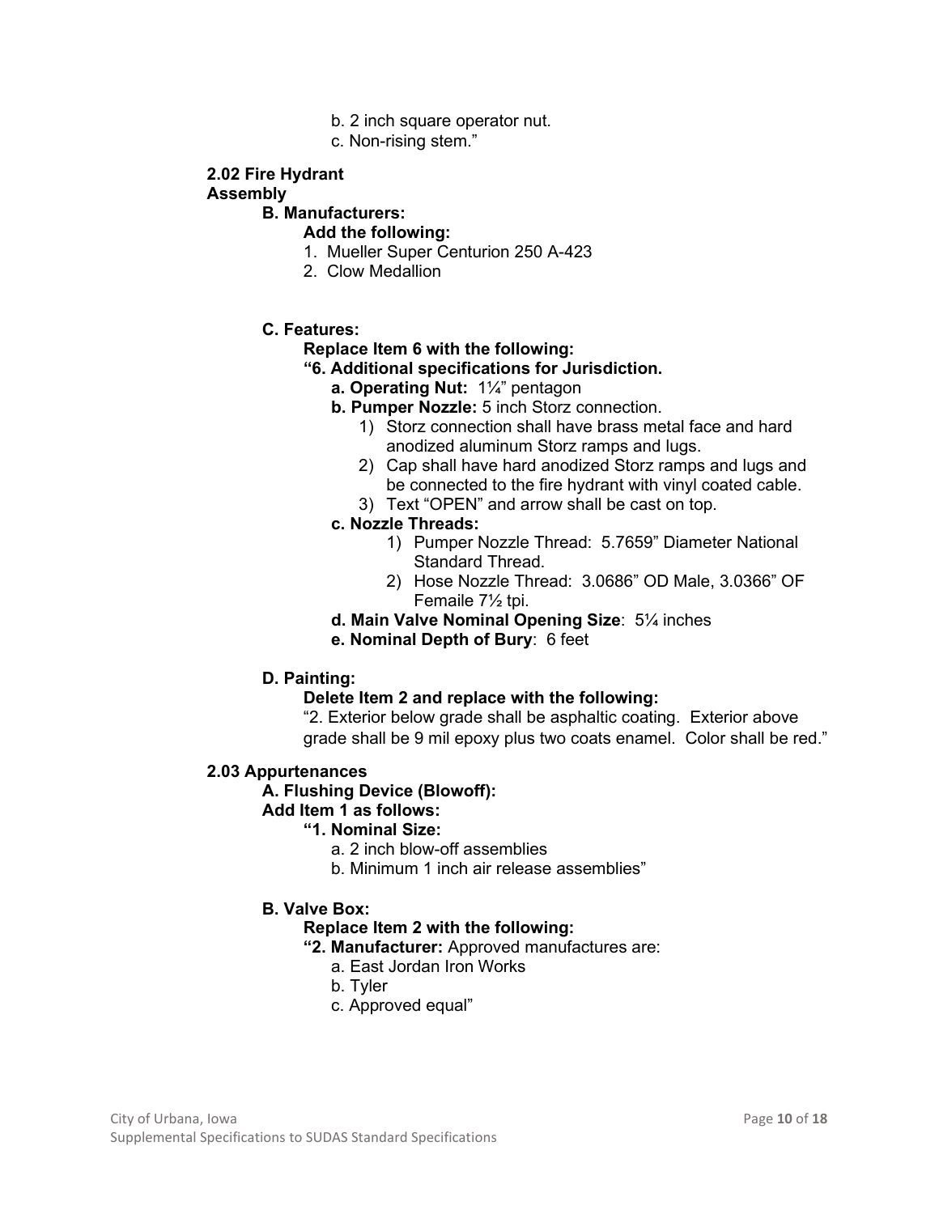b. 2 inch square operator nut.

c. Non-rising stem."

**2.02 Fire Hydrant Assembly**

**B. Manufacturers:**

**Add the following:**

1. Mueller Super Centurion 250 A-423
2. Clow Medallion

**C. Features:**

**Replace Item 6 with the following:**

**"6. Additional specifications for Jurisdiction.**

**a. Operating Nut:** 1¼" pentagon

**b. Pumper Nozzle:** 5 inch Storz connection.

1) Storz connection shall have brass metal face and hard anodized aluminum Storz ramps and lugs.
2) Cap shall have hard anodized Storz ramps and lugs and be connected to the fire hydrant with vinyl coated cable.
3) Text "OPEN" and arrow shall be cast on top.

**c. Nozzle Threads:**

1) Pumper Nozzle Thread: 5.7659" Diameter National Standard Thread.
2) Hose Nozzle Thread: 3.0686" OD Male, 3.0366" OF Femaile 7½ tpi.

**d. Main Valve Nominal Opening Size**: 5¼ inches

**e. Nominal Depth of Bury**: 6 feet

**D. Painting:**

**Delete Item 2 and replace with the following:**

"2. Exterior below grade shall be asphaltic coating. Exterior above grade shall be 9 mil epoxy plus two coats enamel. Color shall be red."

**2.03 Appurtenances**

**A. Flushing Device (Blowoff):**

**Add Item 1 as follows:**

**"1. Nominal Size:**

a. 2 inch blow-off assemblies

b. Minimum 1 inch air release assemblies"

**B. Valve Box:**

**Replace Item 2 with the following:**

**"2. Manufacturer:** Approved manufactures are:

a. East Jordan Iron Works

b. Tyler

c. Approved equal"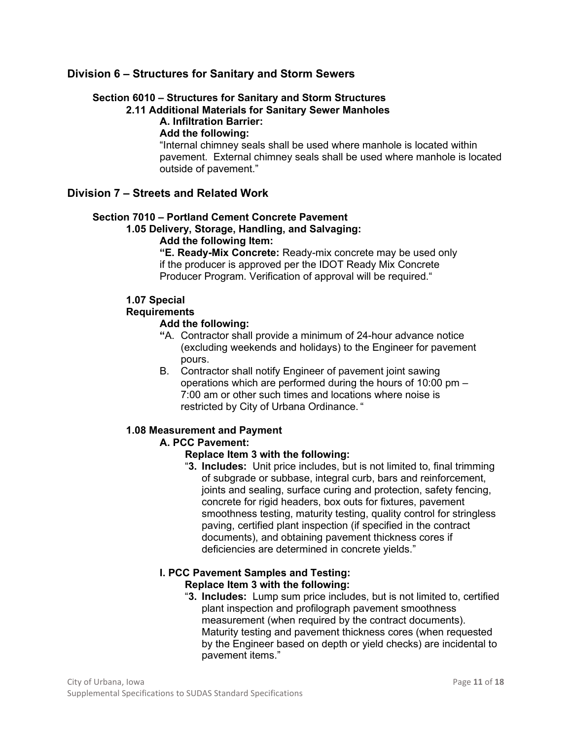## Division 6 – Structures for Sanitary and Storm Sewers

### Section 6010 – Structures for Sanitary and Storm Structures

**2.11 Additional Materials for Sanitary Sewer Manholes**

**A. Infiltration Barrier:**

**Add the following:**

"Internal chimney seals shall be used where manhole is located within pavement. External chimney seals shall be used where manhole is located outside of pavement."

## Division 7 – Streets and Related Work

### Section 7010 – Portland Cement Concrete Pavement

**1.05 Delivery, Storage, Handling, and Salvaging:**

**Add the following Item:**

**"E. Ready-Mix Concrete:** Ready-mix concrete may be used only if the producer is approved per the IDOT Ready Mix Concrete Producer Program. Verification of approval will be required."

**1.07 Special Requirements**

**Add the following:**

**"**A. Contractor shall provide a minimum of 24-hour advance notice (excluding weekends and holidays) to the Engineer for pavement pours.

B. Contractor shall notify Engineer of pavement joint sawing operations which are performed during the hours of 10:00 pm – 7:00 am or other such times and locations where noise is restricted by City of Urbana Ordinance. "

**1.08 Measurement and Payment**

**A. PCC Pavement:**

**Replace Item 3 with the following:**

"**3. Includes:** Unit price includes, but is not limited to, final trimming of subgrade or subbase, integral curb, bars and reinforcement, joints and sealing, surface curing and protection, safety fencing, concrete for rigid headers, box outs for fixtures, pavement smoothness testing, maturity testing, quality control for stringless paving, certified plant inspection (if specified in the contract documents), and obtaining pavement thickness cores if deficiencies are determined in concrete yields."

**I. PCC Pavement Samples and Testing:**

**Replace Item 3 with the following:**

"**3. Includes:** Lump sum price includes, but is not limited to, certified plant inspection and profilograph pavement smoothness measurement (when required by the contract documents). Maturity testing and pavement thickness cores (when requested by the Engineer based on depth or yield checks) are incidental to pavement items."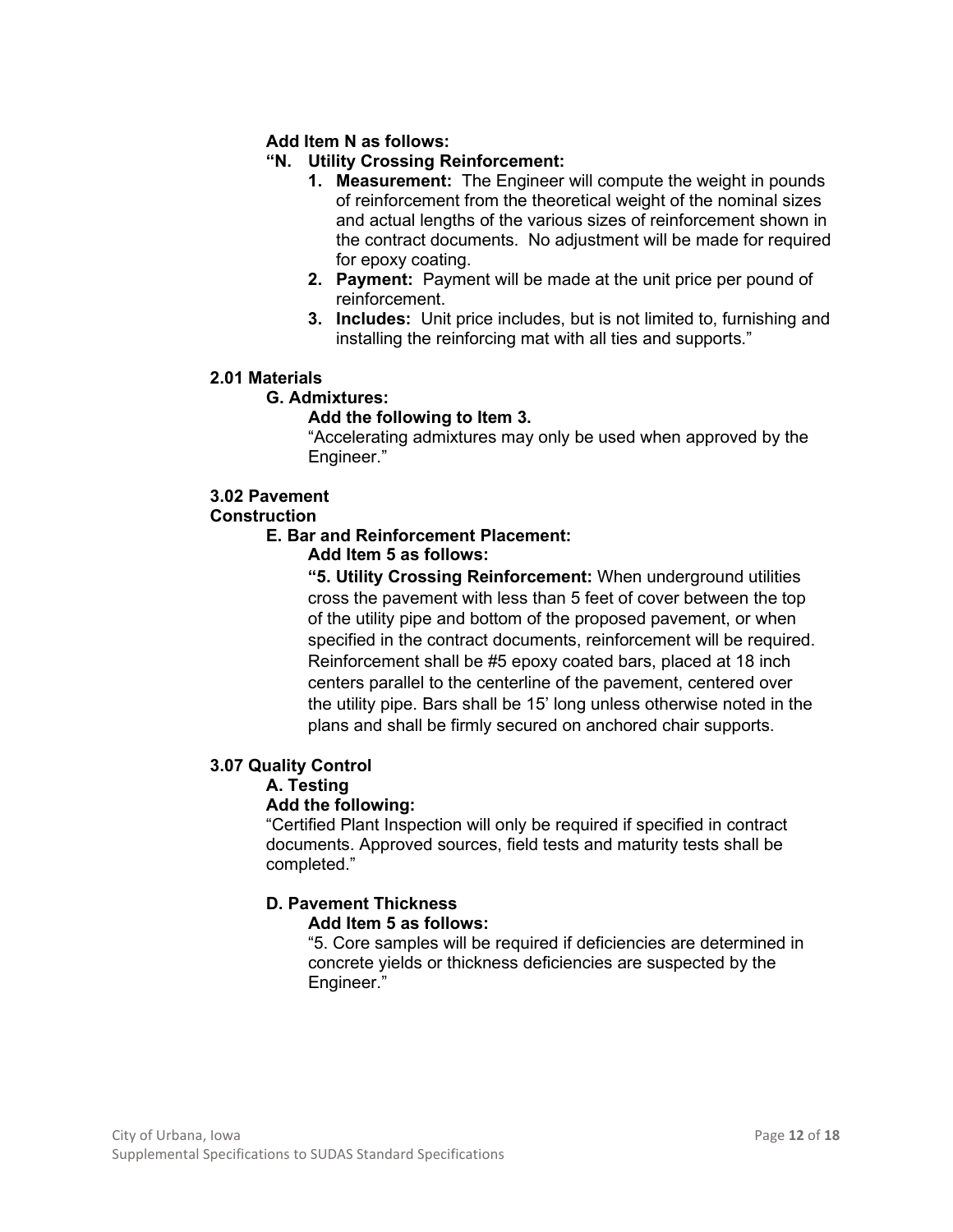**Add Item N as follows:**

**"N. Utility Crossing Reinforcement:**

1. **Measurement:** The Engineer will compute the weight in pounds of reinforcement from the theoretical weight of the nominal sizes and actual lengths of the various sizes of reinforcement shown in the contract documents. No adjustment will be made for required for epoxy coating.
2. **Payment:** Payment will be made at the unit price per pound of reinforcement.
3. **Includes:** Unit price includes, but is not limited to, furnishing and installing the reinforcing mat with all ties and supports."

**2.01 Materials**

**G. Admixtures:**

**Add the following to Item 3.**

"Accelerating admixtures may only be used when approved by the Engineer."

**3.02 Pavement Construction**

**E. Bar and Reinforcement Placement:**

**Add Item 5 as follows:**

**"5. Utility Crossing Reinforcement:** When underground utilities cross the pavement with less than 5 feet of cover between the top of the utility pipe and bottom of the proposed pavement, or when specified in the contract documents, reinforcement will be required. Reinforcement shall be #5 epoxy coated bars, placed at 18 inch centers parallel to the centerline of the pavement, centered over the utility pipe. Bars shall be 15' long unless otherwise noted in the plans and shall be firmly secured on anchored chair supports.

**3.07 Quality Control**

**A. Testing**

**Add the following:**

"Certified Plant Inspection will only be required if specified in contract documents. Approved sources, field tests and maturity tests shall be completed."

**D. Pavement Thickness**

**Add Item 5 as follows:**

"5. Core samples will be required if deficiencies are determined in concrete yields or thickness deficiencies are suspected by the Engineer."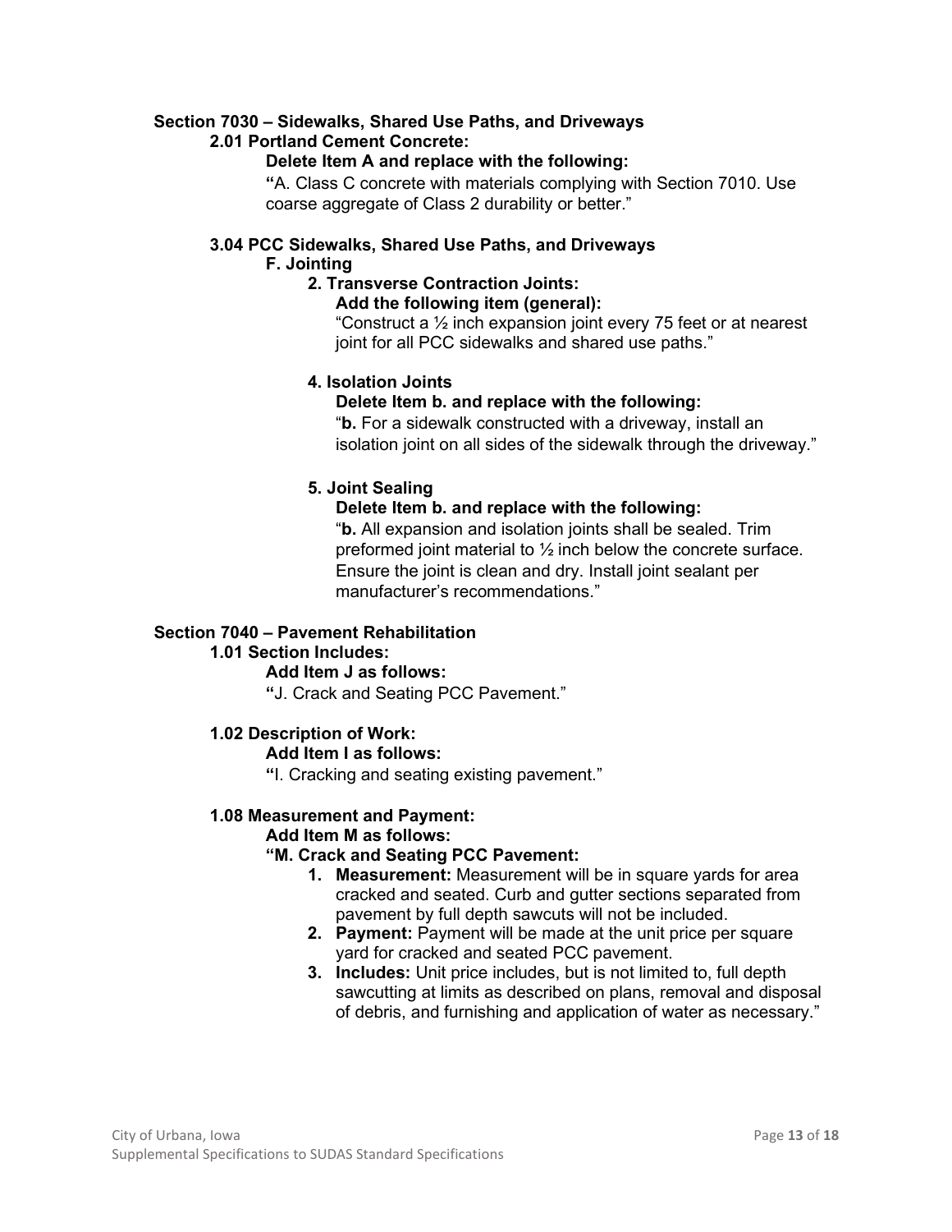**Section 7030 – Sidewalks, Shared Use Paths, and Driveways**

**2.01 Portland Cement Concrete:**

**Delete Item A and replace with the following:**

**"**A. Class C concrete with materials complying with Section 7010. Use coarse aggregate of Class 2 durability or better."

**3.04 PCC Sidewalks, Shared Use Paths, and Driveways**

**F. Jointing**

**2. Transverse Contraction Joints:**

**Add the following item (general):**

"Construct a ½ inch expansion joint every 75 feet or at nearest joint for all PCC sidewalks and shared use paths."

**4. Isolation Joints**

**Delete Item b. and replace with the following:**

"**b.** For a sidewalk constructed with a driveway, install an isolation joint on all sides of the sidewalk through the driveway."

**5. Joint Sealing**

**Delete Item b. and replace with the following:**

"**b.** All expansion and isolation joints shall be sealed. Trim preformed joint material to ½ inch below the concrete surface. Ensure the joint is clean and dry. Install joint sealant per manufacturer's recommendations."

**Section 7040 – Pavement Rehabilitation**

**1.01 Section Includes:**

**Add Item J as follows:**

**"**J. Crack and Seating PCC Pavement."

**1.02 Description of Work:**

**Add Item I as follows:**

**"**I. Cracking and seating existing pavement."

**1.08 Measurement and Payment:**

**Add Item M as follows:**

**"M. Crack and Seating PCC Pavement:**

1. **Measurement:** Measurement will be in square yards for area cracked and seated. Curb and gutter sections separated from pavement by full depth sawcuts will not be included.
2. **Payment:** Payment will be made at the unit price per square yard for cracked and seated PCC pavement.
3. **Includes:** Unit price includes, but is not limited to, full depth sawcutting at limits as described on plans, removal and disposal of debris, and furnishing and application of water as necessary."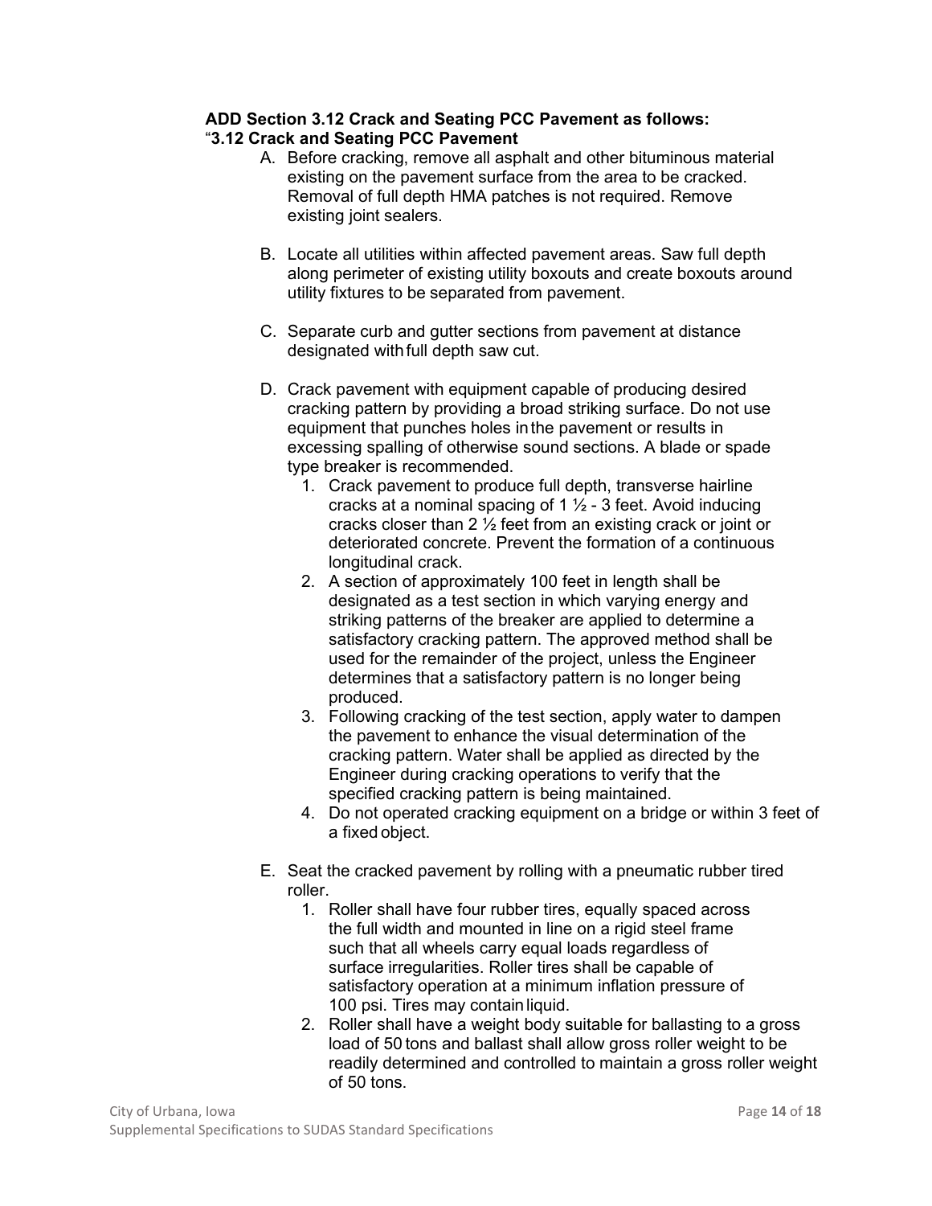**ADD Section 3.12 Crack and Seating PCC Pavement as follows:**

"**3.12 Crack and Seating PCC Pavement**

A. Before cracking, remove all asphalt and other bituminous material existing on the pavement surface from the area to be cracked. Removal of full depth HMA patches is not required. Remove existing joint sealers.

B. Locate all utilities within affected pavement areas. Saw full depth along perimeter of existing utility boxouts and create boxouts around utility fixtures to be separated from pavement.

C. Separate curb and gutter sections from pavement at distance designated with full depth saw cut.

D. Crack pavement with equipment capable of producing desired cracking pattern by providing a broad striking surface. Do not use equipment that punches holes in the pavement or results in excessing spalling of otherwise sound sections. A blade or spade type breaker is recommended.
   1. Crack pavement to produce full depth, transverse hairline cracks at a nominal spacing of 1 ½ - 3 feet. Avoid inducing cracks closer than 2 ½ feet from an existing crack or joint or deteriorated concrete. Prevent the formation of a continuous longitudinal crack.
   2. A section of approximately 100 feet in length shall be designated as a test section in which varying energy and striking patterns of the breaker are applied to determine a satisfactory cracking pattern. The approved method shall be used for the remainder of the project, unless the Engineer determines that a satisfactory pattern is no longer being produced.
   3. Following cracking of the test section, apply water to dampen the pavement to enhance the visual determination of the cracking pattern. Water shall be applied as directed by the Engineer during cracking operations to verify that the specified cracking pattern is being maintained.
   4. Do not operated cracking equipment on a bridge or within 3 feet of a fixed object.

E. Seat the cracked pavement by rolling with a pneumatic rubber tired roller.
   1. Roller shall have four rubber tires, equally spaced across the full width and mounted in line on a rigid steel frame such that all wheels carry equal loads regardless of surface irregularities. Roller tires shall be capable of satisfactory operation at a minimum inflation pressure of 100 psi. Tires may contain liquid.
   2. Roller shall have a weight body suitable for ballasting to a gross load of 50 tons and ballast shall allow gross roller weight to be readily determined and controlled to maintain a gross roller weight of 50 tons.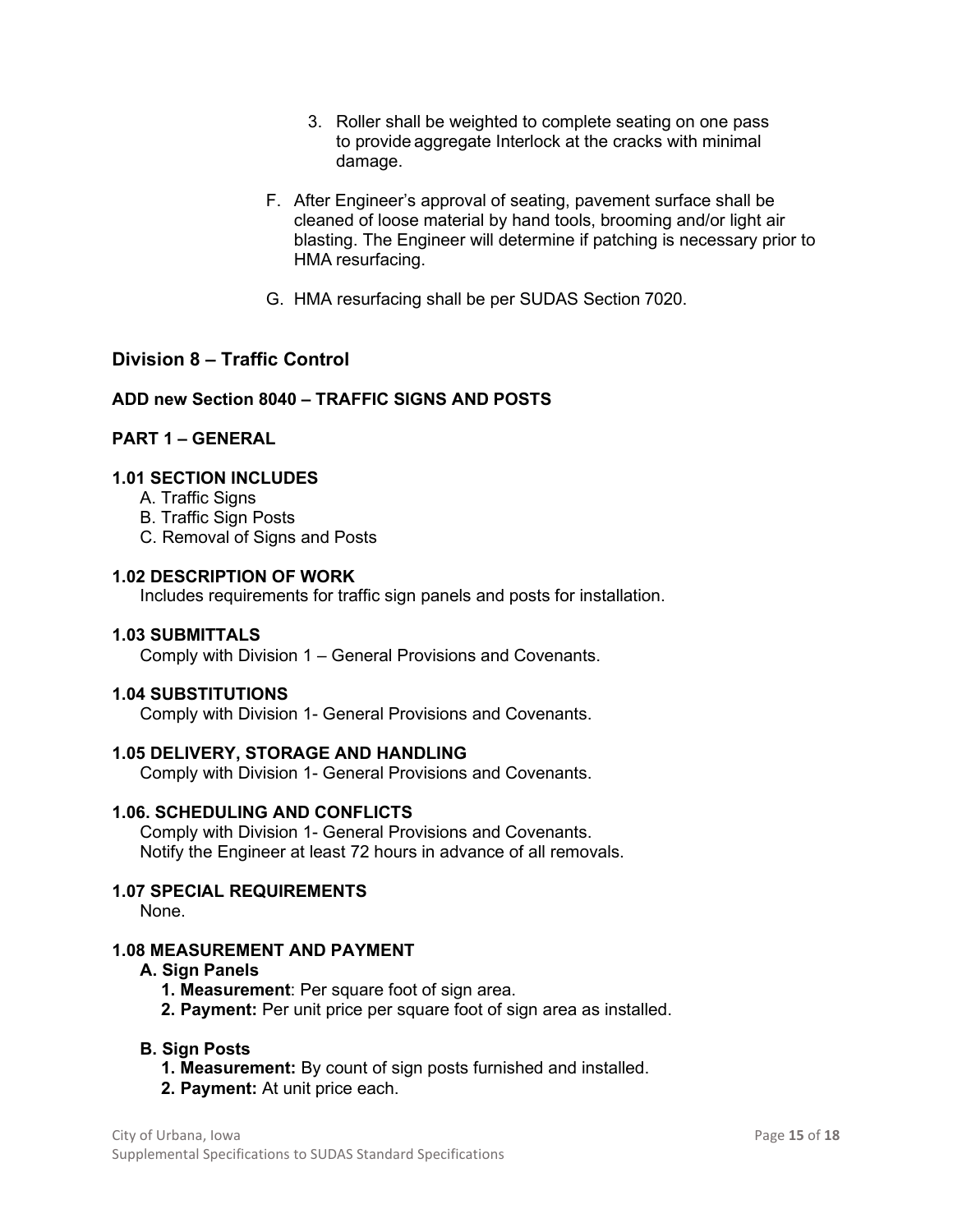3. Roller shall be weighted to complete seating on one pass to provide aggregate Interlock at the cracks with minimal damage.

F. After Engineer's approval of seating, pavement surface shall be cleaned of loose material by hand tools, brooming and/or light air blasting. The Engineer will determine if patching is necessary prior to HMA resurfacing.

G. HMA resurfacing shall be per SUDAS Section 7020.

## Division 8 – Traffic Control

### ADD new Section 8040 – TRAFFIC SIGNS AND POSTS

### PART 1 – GENERAL

#### 1.01 SECTION INCLUDES

A. Traffic Signs
B. Traffic Sign Posts
C. Removal of Signs and Posts

#### 1.02 DESCRIPTION OF WORK

Includes requirements for traffic sign panels and posts for installation.

#### 1.03 SUBMITTALS

Comply with Division 1 – General Provisions and Covenants.

#### 1.04 SUBSTITUTIONS

Comply with Division 1- General Provisions and Covenants.

#### 1.05 DELIVERY, STORAGE AND HANDLING

Comply with Division 1- General Provisions and Covenants.

#### 1.06. SCHEDULING AND CONFLICTS

Comply with Division 1- General Provisions and Covenants.
Notify the Engineer at least 72 hours in advance of all removals.

#### 1.07 SPECIAL REQUIREMENTS

None.

#### 1.08 MEASUREMENT AND PAYMENT

**A. Sign Panels**

**1. Measurement**: Per square foot of sign area.
**2. Payment:** Per unit price per square foot of sign area as installed.

**B. Sign Posts**

**1. Measurement:** By count of sign posts furnished and installed.
**2. Payment:** At unit price each.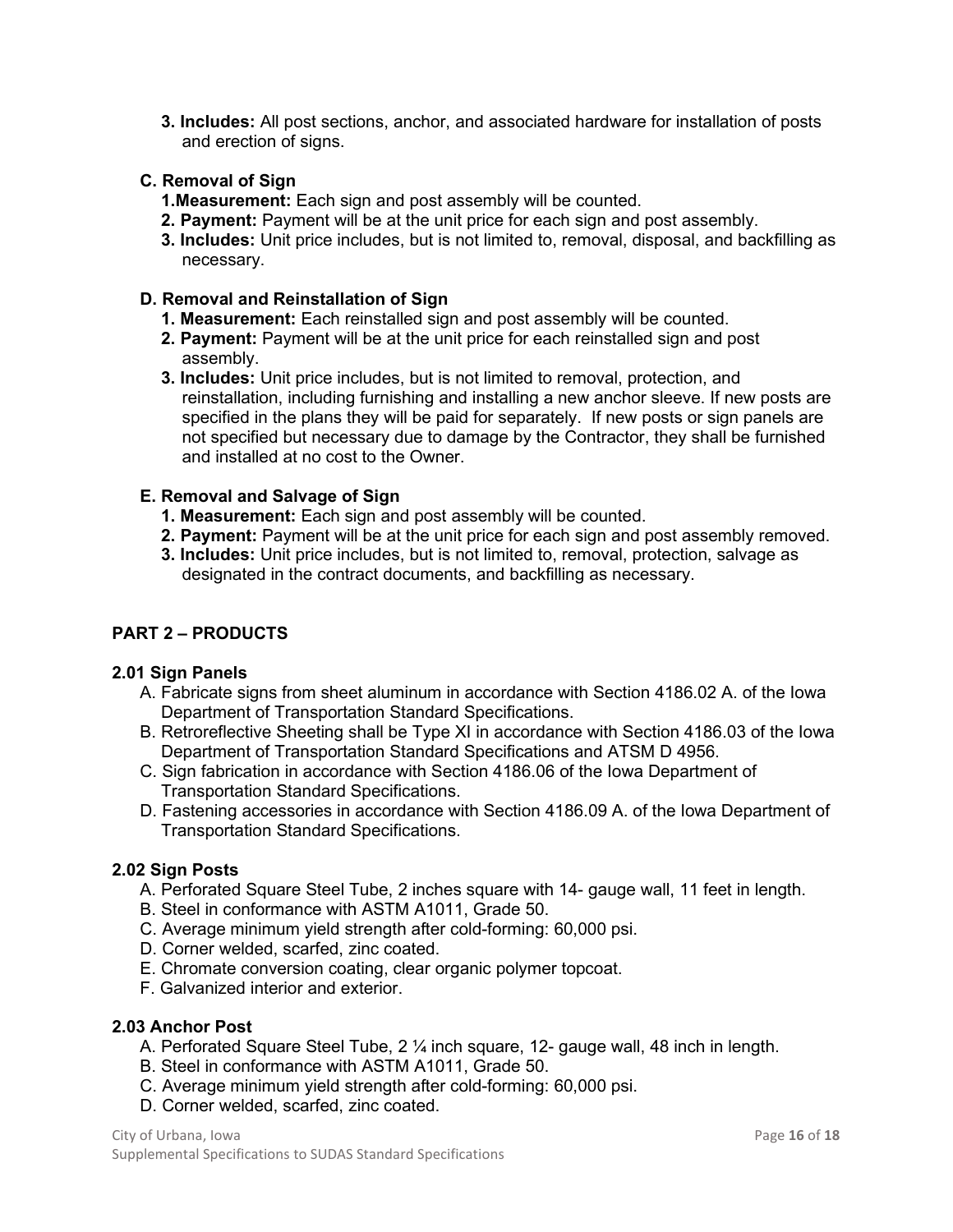3. **Includes:** All post sections, anchor, and associated hardware for installation of posts and erection of signs.

**C. Removal of Sign**

1. **Measurement:** Each sign and post assembly will be counted.
2. **Payment:** Payment will be at the unit price for each sign and post assembly.
3. **Includes:** Unit price includes, but is not limited to, removal, disposal, and backfilling as necessary.

**D. Removal and Reinstallation of Sign**

1. **Measurement:** Each reinstalled sign and post assembly will be counted.
2. **Payment:** Payment will be at the unit price for each reinstalled sign and post assembly.
3. **Includes:** Unit price includes, but is not limited to removal, protection, and reinstallation, including furnishing and installing a new anchor sleeve. If new posts are specified in the plans they will be paid for separately. If new posts or sign panels are not specified but necessary due to damage by the Contractor, they shall be furnished and installed at no cost to the Owner.

**E. Removal and Salvage of Sign**

1. **Measurement:** Each sign and post assembly will be counted.
2. **Payment:** Payment will be at the unit price for each sign and post assembly removed.
3. **Includes:** Unit price includes, but is not limited to, removal, protection, salvage as designated in the contract documents, and backfilling as necessary.

## PART 2 – PRODUCTS

### 2.01 Sign Panels

A. Fabricate signs from sheet aluminum in accordance with Section 4186.02 A. of the Iowa Department of Transportation Standard Specifications.

B. Retroreflective Sheeting shall be Type XI in accordance with Section 4186.03 of the Iowa Department of Transportation Standard Specifications and ATSM D 4956.

C. Sign fabrication in accordance with Section 4186.06 of the Iowa Department of Transportation Standard Specifications.

D. Fastening accessories in accordance with Section 4186.09 A. of the Iowa Department of Transportation Standard Specifications.

### 2.02 Sign Posts

A. Perforated Square Steel Tube, 2 inches square with 14- gauge wall, 11 feet in length.

B. Steel in conformance with ASTM A1011, Grade 50.

C. Average minimum yield strength after cold-forming: 60,000 psi.

D. Corner welded, scarfed, zinc coated.

E. Chromate conversion coating, clear organic polymer topcoat.

F. Galvanized interior and exterior.

### 2.03 Anchor Post

A. Perforated Square Steel Tube, 2 ¼ inch square, 12- gauge wall, 48 inch in length.

B. Steel in conformance with ASTM A1011, Grade 50.

C. Average minimum yield strength after cold-forming: 60,000 psi.

D. Corner welded, scarfed, zinc coated.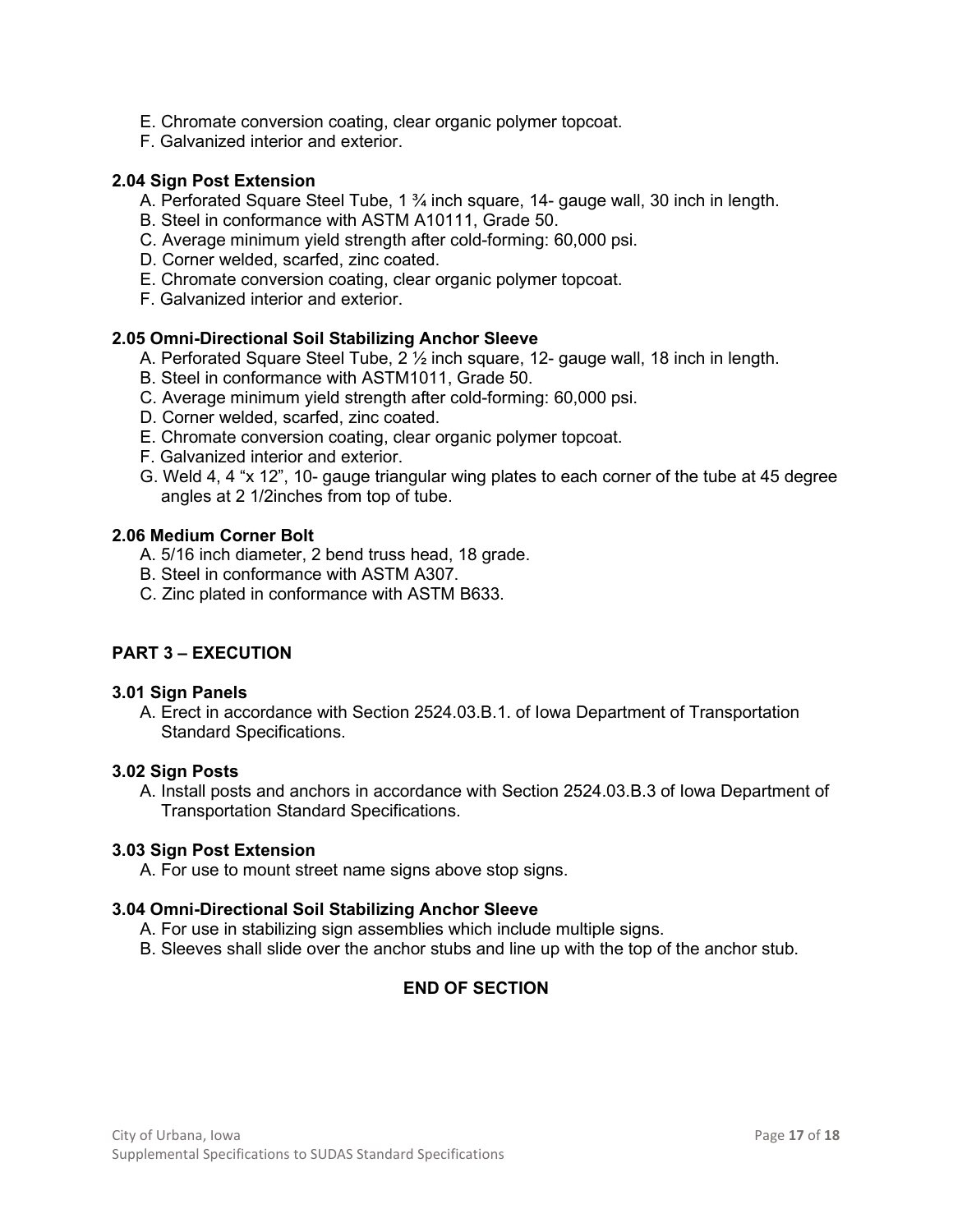E. Chromate conversion coating, clear organic polymer topcoat.
F. Galvanized interior and exterior.

### 2.04 Sign Post Extension

A. Perforated Square Steel Tube, 1 ¾ inch square, 14- gauge wall, 30 inch in length.
B. Steel in conformance with ASTM A10111, Grade 50.
C. Average minimum yield strength after cold-forming: 60,000 psi.
D. Corner welded, scarfed, zinc coated.
E. Chromate conversion coating, clear organic polymer topcoat.
F. Galvanized interior and exterior.

### 2.05 Omni-Directional Soil Stabilizing Anchor Sleeve

A. Perforated Square Steel Tube, 2 ½ inch square, 12- gauge wall, 18 inch in length.
B. Steel in conformance with ASTM1011, Grade 50.
C. Average minimum yield strength after cold-forming: 60,000 psi.
D. Corner welded, scarfed, zinc coated.
E. Chromate conversion coating, clear organic polymer topcoat.
F. Galvanized interior and exterior.
G. Weld 4, 4 "x 12", 10- gauge triangular wing plates to each corner of the tube at 45 degree angles at 2 1/2inches from top of tube.

### 2.06 Medium Corner Bolt

A. 5/16 inch diameter, 2 bend truss head, 18 grade.
B. Steel in conformance with ASTM A307.
C. Zinc plated in conformance with ASTM B633.

## PART 3 – EXECUTION

### 3.01 Sign Panels

A. Erect in accordance with Section 2524.03.B.1. of Iowa Department of Transportation Standard Specifications.

### 3.02 Sign Posts

A. Install posts and anchors in accordance with Section 2524.03.B.3 of Iowa Department of Transportation Standard Specifications.

### 3.03 Sign Post Extension

A. For use to mount street name signs above stop signs.

### 3.04 Omni-Directional Soil Stabilizing Anchor Sleeve

A. For use in stabilizing sign assemblies which include multiple signs.
B. Sleeves shall slide over the anchor stubs and line up with the top of the anchor stub.

**END OF SECTION**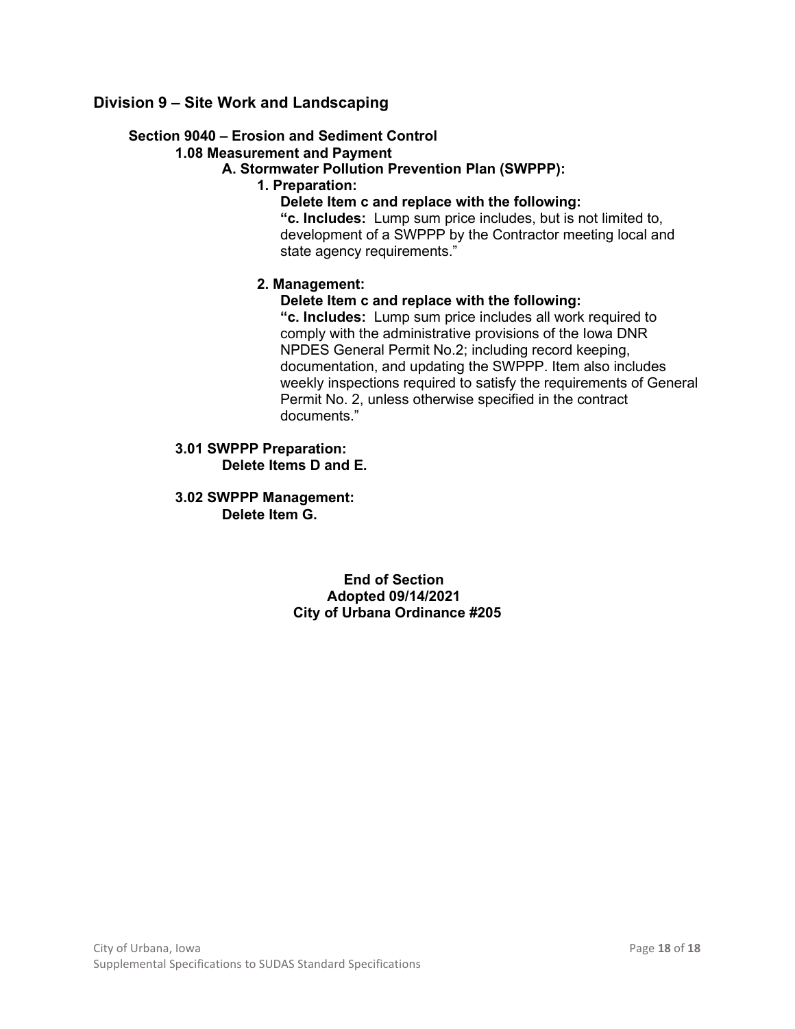## Division 9 – Site Work and Landscaping

### Section 9040 – Erosion and Sediment Control

**1.08 Measurement and Payment**

**A. Stormwater Pollution Prevention Plan (SWPPP):**

**1. Preparation:**

**Delete Item c and replace with the following:**

**"c. Includes:** Lump sum price includes, but is not limited to, development of a SWPPP by the Contractor meeting local and state agency requirements."

**2. Management:**

**Delete Item c and replace with the following:**

**"c. Includes:** Lump sum price includes all work required to comply with the administrative provisions of the Iowa DNR NPDES General Permit No.2; including record keeping, documentation, and updating the SWPPP. Item also includes weekly inspections required to satisfy the requirements of General Permit No. 2, unless otherwise specified in the contract documents."

**3.01 SWPPP Preparation:**

**Delete Items D and E.**

**3.02 SWPPP Management:**

**Delete Item G.**

**End of Section**
**Adopted 09/14/2021**
**City of Urbana Ordinance #205**